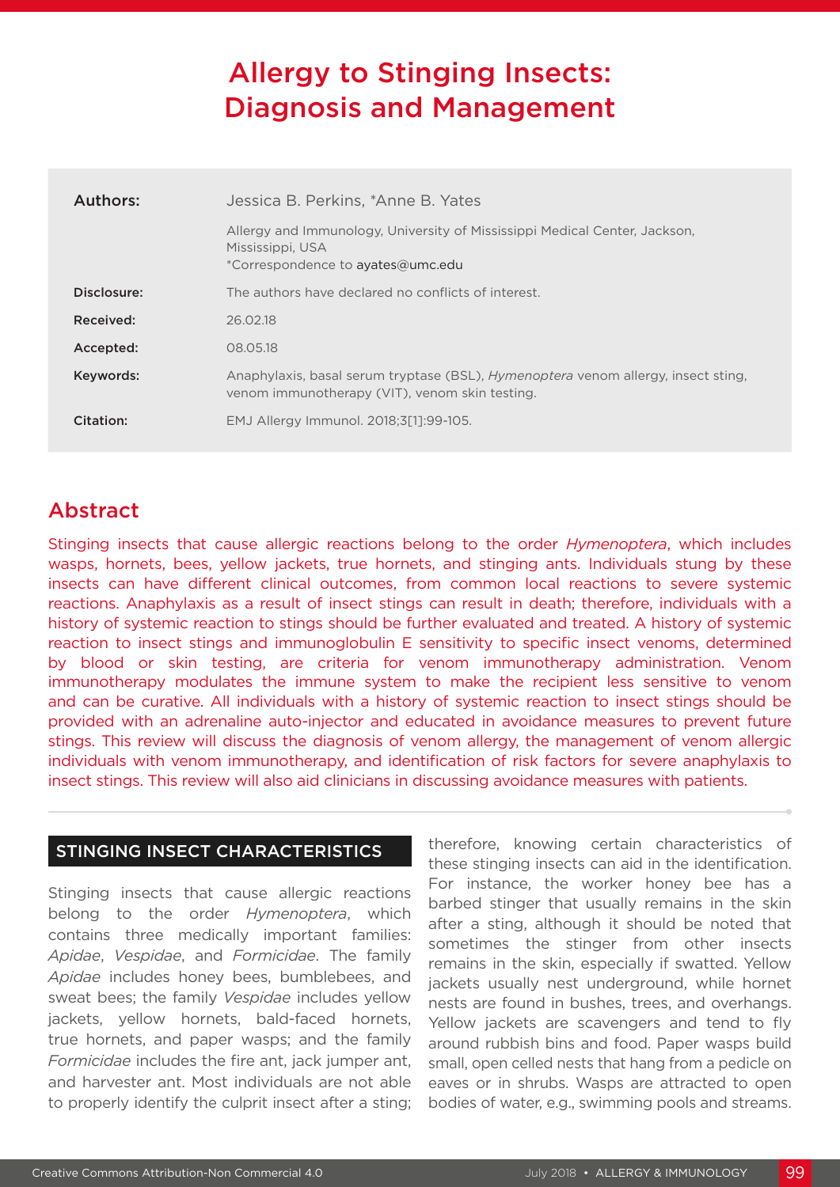# Allergy to Stinging Insects: Diagnosis and Management

| | |
|---|---|
| **Authors:** | Jessica B. Perkins, *Anne B. Yates |
| | Allergy and Immunology, University of Mississippi Medical Center, Jackson, Mississippi, USA<br>*Correspondence to ayates@umc.edu |
| **Disclosure:** | The authors have declared no conflicts of interest. |
| **Received:** | 26.02.18 |
| **Accepted:** | 08.05.18 |
| **Keywords:** | Anaphylaxis, basal serum tryptase (BSL), *Hymenoptera* venom allergy, insect sting, venom immunotherapy (VIT), venom skin testing. |
| **Citation:** | EMJ Allergy Immunol. 2018;3[1]:99-105. |

## Abstract

Stinging insects that cause allergic reactions belong to the order *Hymenoptera*, which includes wasps, hornets, bees, yellow jackets, true hornets, and stinging ants. Individuals stung by these insects can have different clinical outcomes, from common local reactions to severe systemic reactions. Anaphylaxis as a result of insect stings can result in death; therefore, individuals with a history of systemic reaction to stings should be further evaluated and treated. A history of systemic reaction to insect stings and immunoglobulin E sensitivity to specific insect venoms, determined by blood or skin testing, are criteria for venom immunotherapy administration. Venom immunotherapy modulates the immune system to make the recipient less sensitive to venom and can be curative. All individuals with a history of systemic reaction to insect stings should be provided with an adrenaline auto-injector and educated in avoidance measures to prevent future stings. This review will discuss the diagnosis of venom allergy, the management of venom allergic individuals with venom immunotherapy, and identification of risk factors for severe anaphylaxis to insect stings. This review will also aid clinicians in discussing avoidance measures with patients.

## STINGING INSECT CHARACTERISTICS

Stinging insects that cause allergic reactions belong to the order *Hymenoptera*, which contains three medically important families: *Apidae*, *Vespidae*, and *Formicidae*. The family *Apidae* includes honey bees, bumblebees, and sweat bees; the family *Vespidae* includes yellow jackets, yellow hornets, bald-faced hornets, true hornets, and paper wasps; and the family *Formicidae* includes the fire ant, jack jumper ant, and harvester ant. Most individuals are not able to properly identify the culprit insect after a sting; therefore, knowing certain characteristics of these stinging insects can aid in the identification. For instance, the worker honey bee has a barbed stinger that usually remains in the skin after a sting, although it should be noted that sometimes the stinger from other insects remains in the skin, especially if swatted. Yellow jackets usually nest underground, while hornet nests are found in bushes, trees, and overhangs. Yellow jackets are scavengers and tend to fly around rubbish bins and food. Paper wasps build small, open celled nests that hang from a pedicle on eaves or in shrubs. Wasps are attracted to open bodies of water, e.g., swimming pools and streams.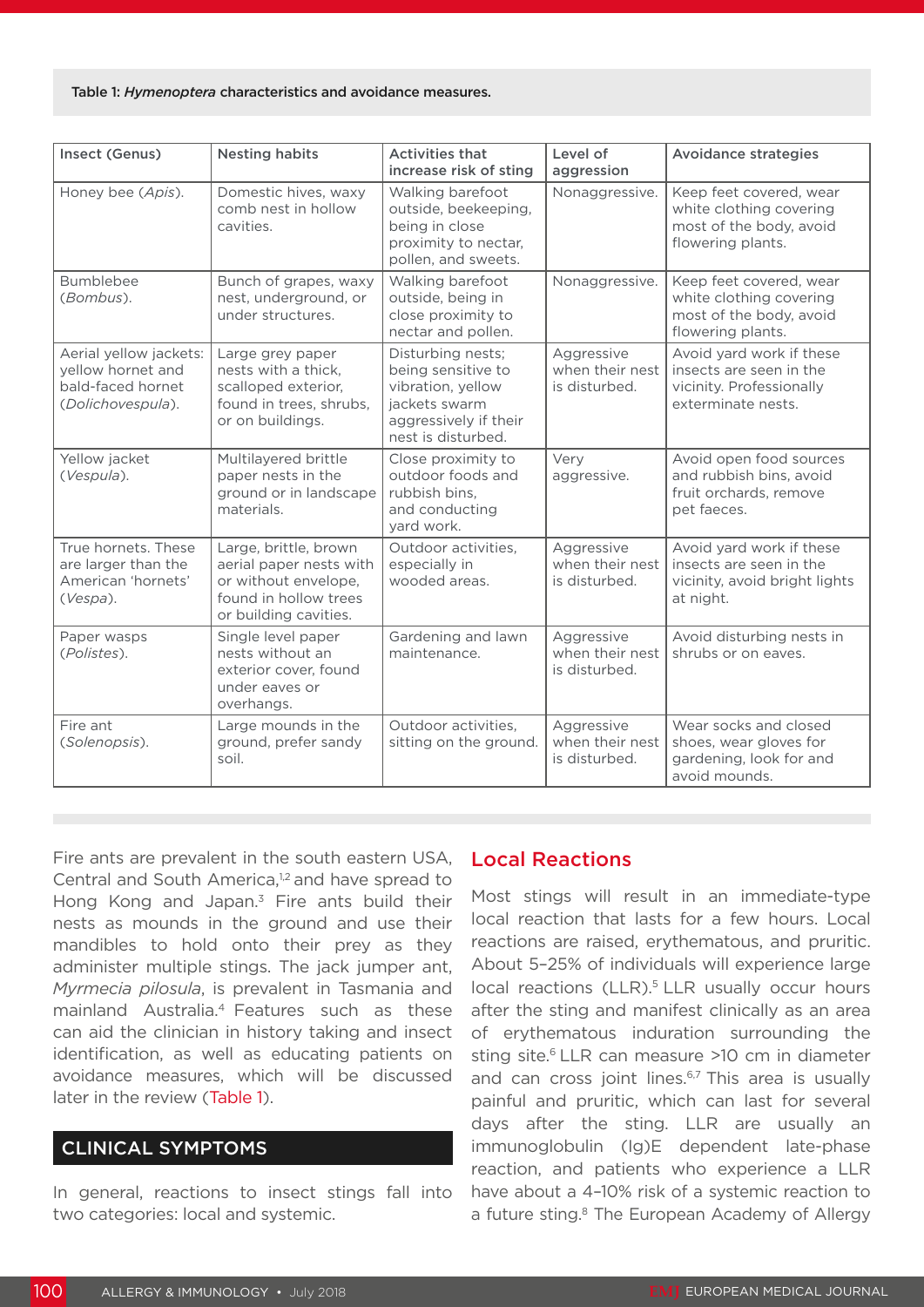Table 1: *Hymenoptera* characteristics and avoidance measures.

| Insect (Genus) | Nesting habits | Activities that increase risk of sting | Level of aggression | Avoidance strategies |
|---|---|---|---|---|
| Honey bee (*Apis*). | Domestic hives, waxy comb nest in hollow cavities. | Walking barefoot outside, beekeeping, being in close proximity to nectar, pollen, and sweets. | Nonaggressive. | Keep feet covered, wear white clothing covering most of the body, avoid flowering plants. |
| Bumblebee (*Bombus*). | Bunch of grapes, waxy nest, underground, or under structures. | Walking barefoot outside, being in close proximity to nectar and pollen. | Nonaggressive. | Keep feet covered, wear white clothing covering most of the body, avoid flowering plants. |
| Aerial yellow jackets: yellow hornet and bald-faced hornet (*Dolichovespula*). | Large grey paper nests with a thick, scalloped exterior, found in trees, shrubs, or on buildings. | Disturbing nests; being sensitive to vibration, yellow jackets swarm aggressively if their nest is disturbed. | Aggressive when their nest is disturbed. | Avoid yard work if these insects are seen in the vicinity. Professionally exterminate nests. |
| Yellow jacket (*Vespula*). | Multilayered brittle paper nests in the ground or in landscape materials. | Close proximity to outdoor foods and rubbish bins, and conducting yard work. | Very aggressive. | Avoid open food sources and rubbish bins, avoid fruit orchards, remove pet faeces. |
| True hornets. These are larger than the American 'hornets' (*Vespa*). | Large, brittle, brown aerial paper nests with or without envelope, found in hollow trees or building cavities. | Outdoor activities, especially in wooded areas. | Aggressive when their nest is disturbed. | Avoid yard work if these insects are seen in the vicinity, avoid bright lights at night. |
| Paper wasps (*Polistes*). | Single level paper nests without an exterior cover, found under eaves or overhangs. | Gardening and lawn maintenance. | Aggressive when their nest is disturbed. | Avoid disturbing nests in shrubs or on eaves. |
| Fire ant (*Solenopsis*). | Large mounds in the ground, prefer sandy soil. | Outdoor activities, sitting on the ground. | Aggressive when their nest is disturbed. | Wear socks and closed shoes, wear gloves for gardening, look for and avoid mounds. |

Fire ants are prevalent in the south eastern USA, Central and South America,[1,2] and have spread to Hong Kong and Japan.[3] Fire ants build their nests as mounds in the ground and use their mandibles to hold onto their prey as they administer multiple stings. The jack jumper ant, *Myrmecia pilosula*, is prevalent in Tasmania and mainland Australia.[4] Features such as these can aid the clinician in history taking and insect identification, as well as educating patients on avoidance measures, which will be discussed later in the review (Table 1).

## CLINICAL SYMPTOMS

In general, reactions to insect stings fall into two categories: local and systemic.

### Local Reactions

Most stings will result in an immediate-type local reaction that lasts for a few hours. Local reactions are raised, erythematous, and pruritic. About 5–25% of individuals will experience large local reactions (LLR).[5] LLR usually occur hours after the sting and manifest clinically as an area of erythematous induration surrounding the sting site.[6] LLR can measure >10 cm in diameter and can cross joint lines.[6,7] This area is usually painful and pruritic, which can last for several days after the sting. LLR are usually an immunoglobulin (Ig)E dependent late-phase reaction, and patients who experience a LLR have about a 4–10% risk of a systemic reaction to a future sting.[8] The European Academy of Allergy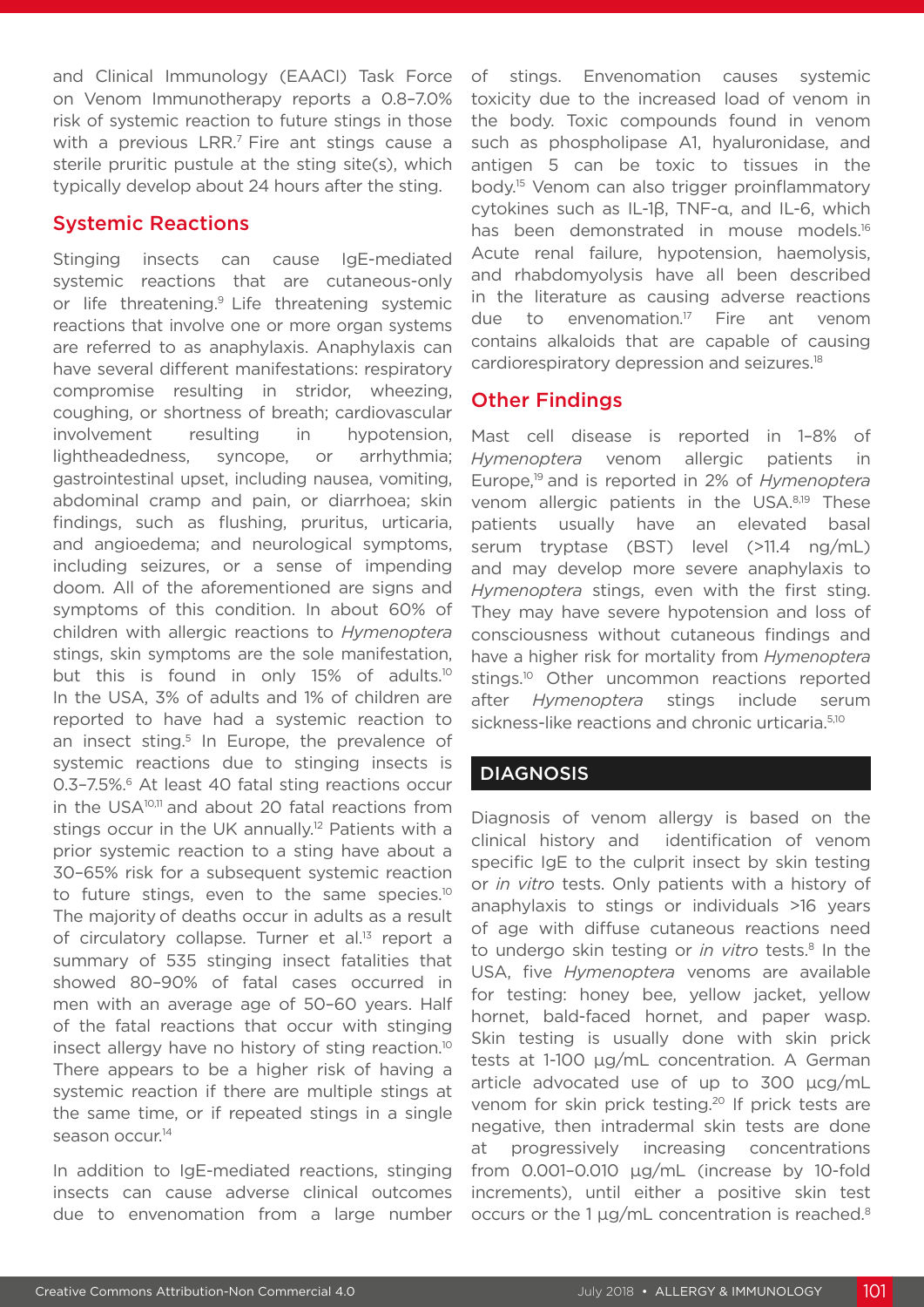and Clinical Immunology (EAACI) Task Force on Venom Immunotherapy reports a 0.8–7.0% risk of systemic reaction to future stings in those with a previous LRR.[7] Fire ant stings cause a sterile pruritic pustule at the sting site(s), which typically develop about 24 hours after the sting.

## Systemic Reactions

Stinging insects can cause IgE-mediated systemic reactions that are cutaneous-only or life threatening.[9] Life threatening systemic reactions that involve one or more organ systems are referred to as anaphylaxis. Anaphylaxis can have several different manifestations: respiratory compromise resulting in stridor, wheezing, coughing, or shortness of breath; cardiovascular involvement resulting in hypotension, lightheadedness, syncope, or arrhythmia; gastrointestinal upset, including nausea, vomiting, abdominal cramp and pain, or diarrhoea; skin findings, such as flushing, pruritus, urticaria, and angioedema; and neurological symptoms, including seizures, or a sense of impending doom. All of the aforementioned are signs and symptoms of this condition. In about 60% of children with allergic reactions to *Hymenoptera* stings, skin symptoms are the sole manifestation, but this is found in only 15% of adults.[10] In the USA, 3% of adults and 1% of children are reported to have had a systemic reaction to an insect sting.[5] In Europe, the prevalence of systemic reactions due to stinging insects is 0.3–7.5%.[6] At least 40 fatal sting reactions occur in the USA[10,11] and about 20 fatal reactions from stings occur in the UK annually.[12] Patients with a prior systemic reaction to a sting have about a 30–65% risk for a subsequent systemic reaction to future stings, even to the same species.[10] The majority of deaths occur in adults as a result of circulatory collapse. Turner et al.[13] report a summary of 535 stinging insect fatalities that showed 80–90% of fatal cases occurred in men with an average age of 50–60 years. Half of the fatal reactions that occur with stinging insect allergy have no history of sting reaction.[10] There appears to be a higher risk of having a systemic reaction if there are multiple stings at the same time, or if repeated stings in a single season occur.[14]

In addition to IgE-mediated reactions, stinging insects can cause adverse clinical outcomes due to envenomation from a large number of stings. Envenomation causes systemic toxicity due to the increased load of venom in the body. Toxic compounds found in venom such as phospholipase A1, hyaluronidase, and antigen 5 can be toxic to tissues in the body.[15] Venom can also trigger proinflammatory cytokines such as IL-1β, TNF-α, and IL-6, which has been demonstrated in mouse models.[16] Acute renal failure, hypotension, haemolysis, and rhabdomyolysis have all been described in the literature as causing adverse reactions due to envenomation.[17] Fire ant venom contains alkaloids that are capable of causing cardiorespiratory depression and seizures.[18]

## Other Findings

Mast cell disease is reported in 1–8% of *Hymenoptera* venom allergic patients in Europe,[19] and is reported in 2% of *Hymenoptera* venom allergic patients in the USA.[8,19] These patients usually have an elevated basal serum tryptase (BST) level (>11.4 ng/mL) and may develop more severe anaphylaxis to *Hymenoptera* stings, even with the first sting. They may have severe hypotension and loss of consciousness without cutaneous findings and have a higher risk for mortality from *Hymenoptera* stings.[10] Other uncommon reactions reported after *Hymenoptera* stings include serum sickness-like reactions and chronic urticaria.[5,10]

# DIAGNOSIS

Diagnosis of venom allergy is based on the clinical history and identification of venom specific IgE to the culprit insect by skin testing or *in vitro* tests. Only patients with a history of anaphylaxis to stings or individuals >16 years of age with diffuse cutaneous reactions need to undergo skin testing or *in vitro* tests.[8] In the USA, five *Hymenoptera* venoms are available for testing: honey bee, yellow jacket, yellow hornet, bald-faced hornet, and paper wasp. Skin testing is usually done with skin prick tests at 1-100 µg/mL concentration. A German article advocated use of up to 300 µcg/mL venom for skin prick testing.[20] If prick tests are negative, then intradermal skin tests are done at progressively increasing concentrations from 0.001–0.010 µg/mL (increase by 10-fold increments), until either a positive skin test occurs or the 1 µg/mL concentration is reached.[8]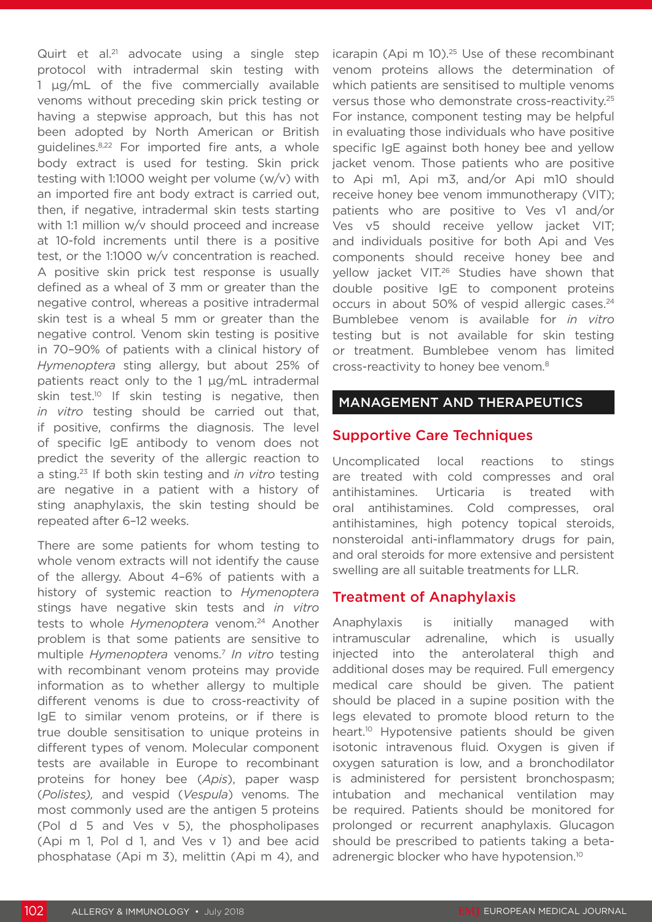Quirt et al.[21] advocate using a single step protocol with intradermal skin testing with 1 μg/mL of the five commercially available venoms without preceding skin prick testing or having a stepwise approach, but this has not been adopted by North American or British guidelines.[8,22] For imported fire ants, a whole body extract is used for testing. Skin prick testing with 1:1000 weight per volume (w/v) with an imported fire ant body extract is carried out, then, if negative, intradermal skin tests starting with 1:1 million w/v should proceed and increase at 10-fold increments until there is a positive test, or the 1:1000 w/v concentration is reached. A positive skin prick test response is usually defined as a wheal of 3 mm or greater than the negative control, whereas a positive intradermal skin test is a wheal 5 mm or greater than the negative control. Venom skin testing is positive in 70–90% of patients with a clinical history of *Hymenoptera* sting allergy, but about 25% of patients react only to the 1 μg/mL intradermal skin test.[10] If skin testing is negative, then *in vitro* testing should be carried out that, if positive, confirms the diagnosis. The level of specific IgE antibody to venom does not predict the severity of the allergic reaction to a sting.[23] If both skin testing and *in vitro* testing are negative in a patient with a history of sting anaphylaxis, the skin testing should be repeated after 6–12 weeks.

There are some patients for whom testing to whole venom extracts will not identify the cause of the allergy. About 4–6% of patients with a history of systemic reaction to *Hymenoptera* stings have negative skin tests and *in vitro* tests to whole *Hymenoptera* venom.[24] Another problem is that some patients are sensitive to multiple *Hymenoptera* venoms.[7] *In vitro* testing with recombinant venom proteins may provide information as to whether allergy to multiple different venoms is due to cross-reactivity of IgE to similar venom proteins, or if there is true double sensitisation to unique proteins in different types of venom. Molecular component tests are available in Europe to recombinant proteins for honey bee (*Apis*), paper wasp (*Polistes),* and vespid (*Vespula*) venoms. The most commonly used are the antigen 5 proteins (Pol d 5 and Ves v 5), the phospholipases (Api m 1, Pol d 1, and Ves v 1) and bee acid phosphatase (Api m 3), melittin (Api m 4), and icarapin (Api m 10).[25] Use of these recombinant venom proteins allows the determination of which patients are sensitised to multiple venoms versus those who demonstrate cross-reactivity.[25] For instance, component testing may be helpful in evaluating those individuals who have positive specific IgE against both honey bee and yellow jacket venom. Those patients who are positive to Api m1, Api m3, and/or Api m10 should receive honey bee venom immunotherapy (VIT); patients who are positive to Ves v1 and/or Ves v5 should receive yellow jacket VIT; and individuals positive for both Api and Ves components should receive honey bee and yellow jacket VIT.[26] Studies have shown that double positive IgE to component proteins occurs in about 50% of vespid allergic cases.[24] Bumblebee venom is available for *in vitro* testing but is not available for skin testing or treatment. Bumblebee venom has limited cross-reactivity to honey bee venom.[8]

## MANAGEMENT AND THERAPEUTICS

### Supportive Care Techniques

Uncomplicated local reactions to stings are treated with cold compresses and oral antihistamines. Urticaria is treated with oral antihistamines. Cold compresses, oral antihistamines, high potency topical steroids, nonsteroidal anti-inflammatory drugs for pain, and oral steroids for more extensive and persistent swelling are all suitable treatments for LLR.

### Treatment of Anaphylaxis

Anaphylaxis is initially managed with intramuscular adrenaline, which is usually injected into the anterolateral thigh and additional doses may be required. Full emergency medical care should be given. The patient should be placed in a supine position with the legs elevated to promote blood return to the heart.[10] Hypotensive patients should be given isotonic intravenous fluid. Oxygen is given if oxygen saturation is low, and a bronchodilator is administered for persistent bronchospasm; intubation and mechanical ventilation may be required. Patients should be monitored for prolonged or recurrent anaphylaxis. Glucagon should be prescribed to patients taking a beta-adrenergic blocker who have hypotension.[10]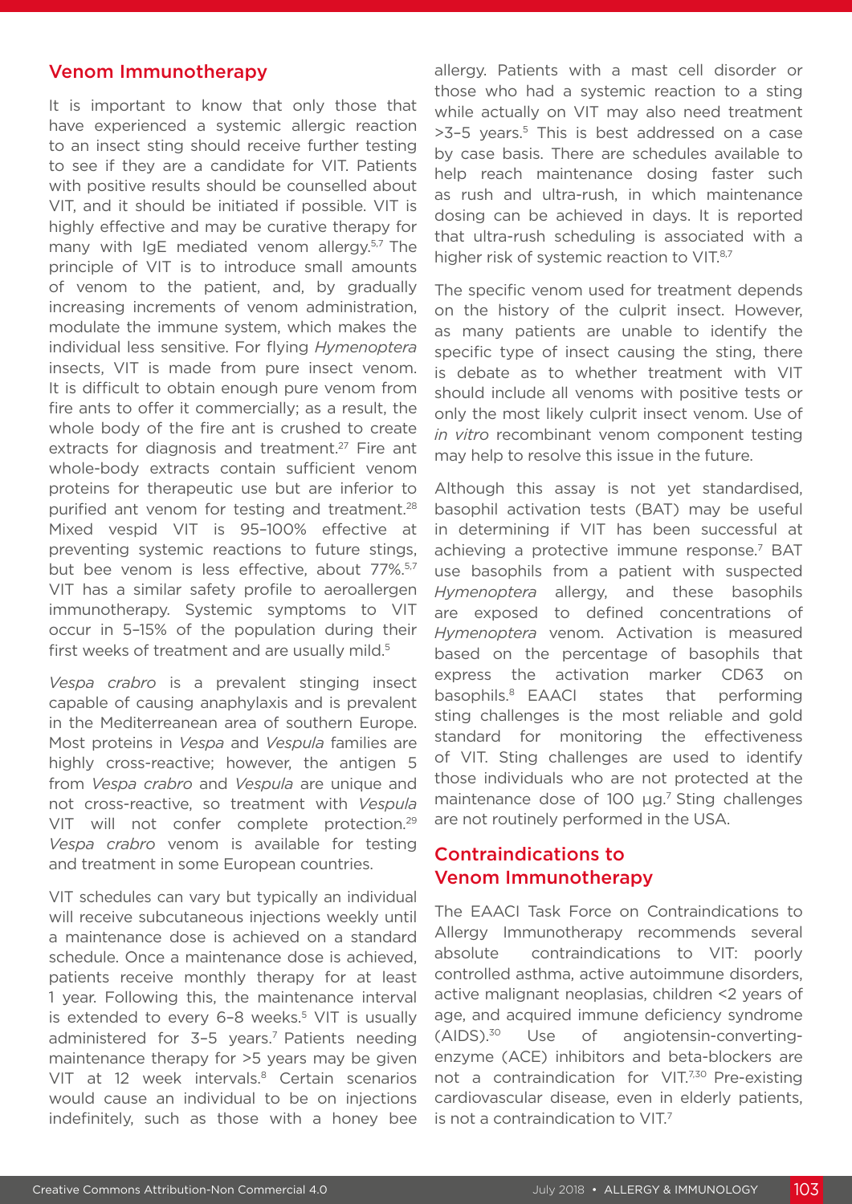## Venom Immunotherapy

It is important to know that only those that have experienced a systemic allergic reaction to an insect sting should receive further testing to see if they are a candidate for VIT. Patients with positive results should be counselled about VIT, and it should be initiated if possible. VIT is highly effective and may be curative therapy for many with IgE mediated venom allergy.[5,7] The principle of VIT is to introduce small amounts of venom to the patient, and, by gradually increasing increments of venom administration, modulate the immune system, which makes the individual less sensitive. For flying *Hymenoptera* insects, VIT is made from pure insect venom. It is difficult to obtain enough pure venom from fire ants to offer it commercially; as a result, the whole body of the fire ant is crushed to create extracts for diagnosis and treatment.[27] Fire ant whole-body extracts contain sufficient venom proteins for therapeutic use but are inferior to purified ant venom for testing and treatment.[28] Mixed vespid VIT is 95–100% effective at preventing systemic reactions to future stings, but bee venom is less effective, about 77%.[5,7] VIT has a similar safety profile to aeroallergen immunotherapy. Systemic symptoms to VIT occur in 5–15% of the population during their first weeks of treatment and are usually mild.[5]

*Vespa crabro* is a prevalent stinging insect capable of causing anaphylaxis and is prevalent in the Mediterreanean area of southern Europe. Most proteins in *Vespa* and *Vespula* families are highly cross-reactive; however, the antigen 5 from *Vespa crabro* and *Vespula* are unique and not cross-reactive, so treatment with *Vespula* VIT will not confer complete protection.[29] *Vespa crabro* venom is available for testing and treatment in some European countries.

VIT schedules can vary but typically an individual will receive subcutaneous injections weekly until a maintenance dose is achieved on a standard schedule. Once a maintenance dose is achieved, patients receive monthly therapy for at least 1 year. Following this, the maintenance interval is extended to every 6–8 weeks.[5] VIT is usually administered for 3–5 years.[7] Patients needing maintenance therapy for >5 years may be given VIT at 12 week intervals.[8] Certain scenarios would cause an individual to be on injections indefinitely, such as those with a honey bee allergy. Patients with a mast cell disorder or those who had a systemic reaction to a sting while actually on VIT may also need treatment >3–5 years.[5] This is best addressed on a case by case basis. There are schedules available to help reach maintenance dosing faster such as rush and ultra-rush, in which maintenance dosing can be achieved in days. It is reported that ultra-rush scheduling is associated with a higher risk of systemic reaction to VIT.[8,7]

The specific venom used for treatment depends on the history of the culprit insect. However, as many patients are unable to identify the specific type of insect causing the sting, there is debate as to whether treatment with VIT should include all venoms with positive tests or only the most likely culprit insect venom. Use of *in vitro* recombinant venom component testing may help to resolve this issue in the future.

Although this assay is not yet standardised, basophil activation tests (BAT) may be useful in determining if VIT has been successful at achieving a protective immune response.[7] BAT use basophils from a patient with suspected *Hymenoptera* allergy, and these basophils are exposed to defined concentrations of *Hymenoptera* venom. Activation is measured based on the percentage of basophils that express the activation marker CD63 on basophils.[8] EAACI states that performing sting challenges is the most reliable and gold standard for monitoring the effectiveness of VIT. Sting challenges are used to identify those individuals who are not protected at the maintenance dose of 100 μg.[7] Sting challenges are not routinely performed in the USA.

## Contraindications to Venom Immunotherapy

The EAACI Task Force on Contraindications to Allergy Immunotherapy recommends several absolute contraindications to VIT: poorly controlled asthma, active autoimmune disorders, active malignant neoplasias, children <2 years of age, and acquired immune deficiency syndrome (AIDS).[30] Use of angiotensin-converting-enzyme (ACE) inhibitors and beta-blockers are not a contraindication for VIT.[7,30] Pre-existing cardiovascular disease, even in elderly patients, is not a contraindication to VIT.[7]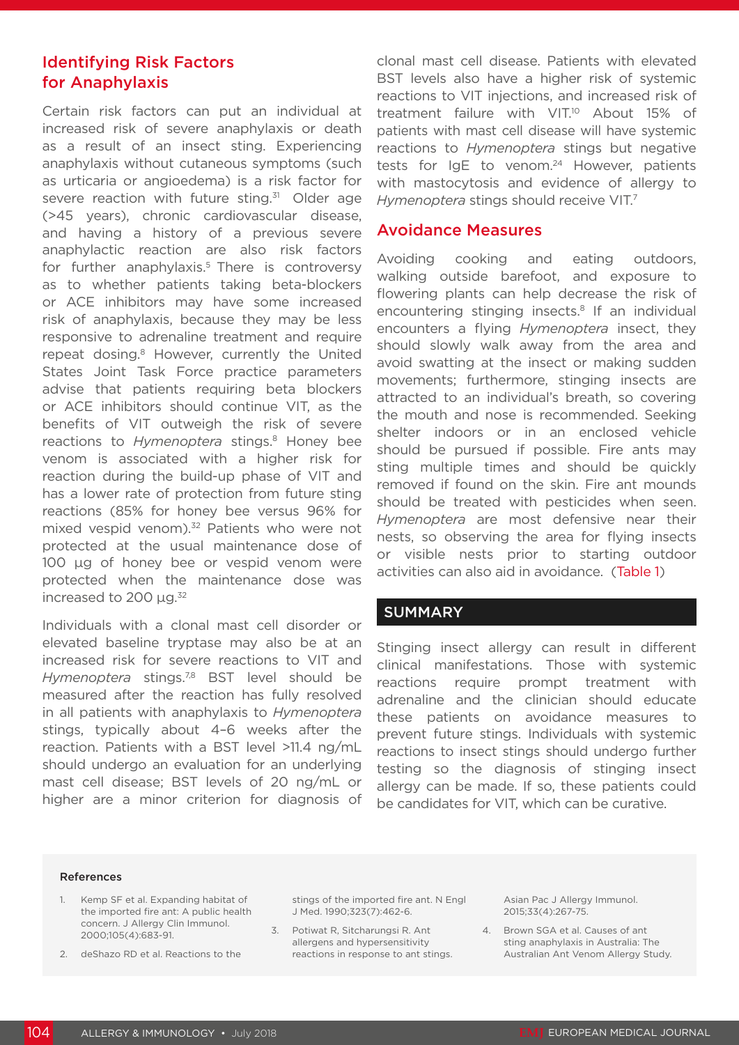## Identifying Risk Factors for Anaphylaxis

Certain risk factors can put an individual at increased risk of severe anaphylaxis or death as a result of an insect sting. Experiencing anaphylaxis without cutaneous symptoms (such as urticaria or angioedema) is a risk factor for severe reaction with future sting.[31] Older age (>45 years), chronic cardiovascular disease, and having a history of a previous severe anaphylactic reaction are also risk factors for further anaphylaxis.[5] There is controversy as to whether patients taking beta-blockers or ACE inhibitors may have some increased risk of anaphylaxis, because they may be less responsive to adrenaline treatment and require repeat dosing.[8] However, currently the United States Joint Task Force practice parameters advise that patients requiring beta blockers or ACE inhibitors should continue VIT, as the benefits of VIT outweigh the risk of severe reactions to *Hymenoptera* stings.[8] Honey bee venom is associated with a higher risk for reaction during the build-up phase of VIT and has a lower rate of protection from future sting reactions (85% for honey bee versus 96% for mixed vespid venom).[32] Patients who were not protected at the usual maintenance dose of 100 µg of honey bee or vespid venom were protected when the maintenance dose was increased to 200 µg.[32]

Individuals with a clonal mast cell disorder or elevated baseline tryptase may also be at an increased risk for severe reactions to VIT and *Hymenoptera* stings.[7,8] BST level should be measured after the reaction has fully resolved in all patients with anaphylaxis to *Hymenoptera* stings, typically about 4–6 weeks after the reaction. Patients with a BST level >11.4 ng/mL should undergo an evaluation for an underlying mast cell disease; BST levels of 20 ng/mL or higher are a minor criterion for diagnosis of clonal mast cell disease. Patients with elevated BST levels also have a higher risk of systemic reactions to VIT injections, and increased risk of treatment failure with VIT.[10] About 15% of patients with mast cell disease will have systemic reactions to *Hymenoptera* stings but negative tests for IgE to venom.[24] However, patients with mastocytosis and evidence of allergy to *Hymenoptera* stings should receive VIT.[7]

## Avoidance Measures

Avoiding cooking and eating outdoors, walking outside barefoot, and exposure to flowering plants can help decrease the risk of encountering stinging insects.[8] If an individual encounters a flying *Hymenoptera* insect, they should slowly walk away from the area and avoid swatting at the insect or making sudden movements; furthermore, stinging insects are attracted to an individual's breath, so covering the mouth and nose is recommended. Seeking shelter indoors or in an enclosed vehicle should be pursued if possible. Fire ants may sting multiple times and should be quickly removed if found on the skin. Fire ant mounds should be treated with pesticides when seen. *Hymenoptera* are most defensive near their nests, so observing the area for flying insects or visible nests prior to starting outdoor activities can also aid in avoidance. (Table 1)

## SUMMARY

Stinging insect allergy can result in different clinical manifestations. Those with systemic reactions require prompt treatment with adrenaline and the clinician should educate these patients on avoidance measures to prevent future stings. Individuals with systemic reactions to insect stings should undergo further testing so the diagnosis of stinging insect allergy can be made. If so, these patients could be candidates for VIT, which can be curative.

### References

1. Kemp SF et al. Expanding habitat of the imported fire ant: A public health concern. J Allergy Clin Immunol. 2000;105(4):683-91.
2. deShazo RD et al. Reactions to the stings of the imported fire ant. N Engl J Med. 1990;323(7):462-6.
3. Potiwat R, Sitcharungsi R. Ant allergens and hypersensitivity reactions in response to ant stings. Asian Pac J Allergy Immunol. 2015;33(4):267-75.
4. Brown SGA et al. Causes of ant sting anaphylaxis in Australia: The Australian Ant Venom Allergy Study.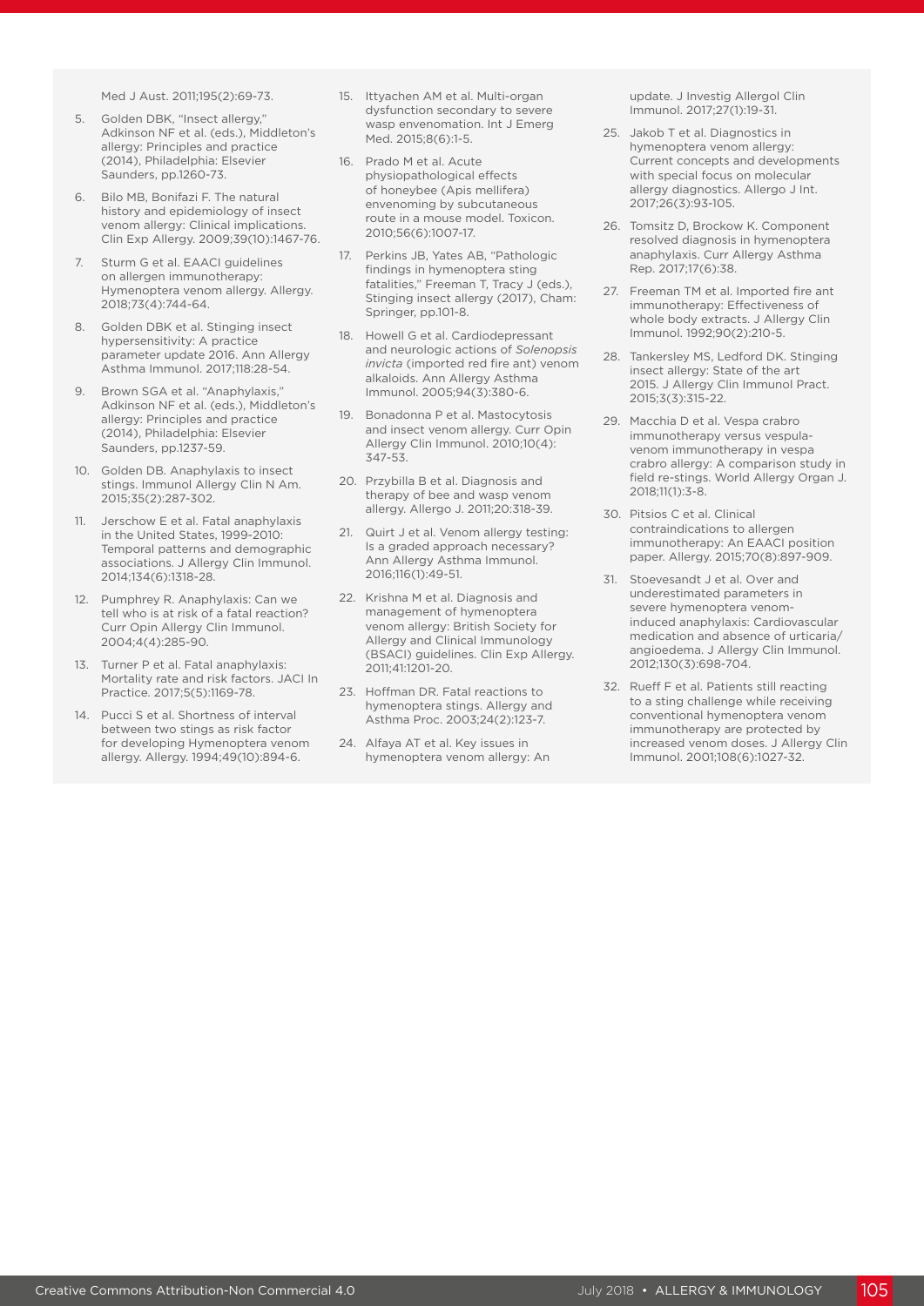Med J Aust. 2011;195(2):69-73.

5. Golden DBK, "Insect allergy," Adkinson NF et al. (eds.), Middleton's allergy: Principles and practice (2014), Philadelphia: Elsevier Saunders, pp.1260-73.
6. Bilo MB, Bonifazi F. The natural history and epidemiology of insect venom allergy: Clinical implications. Clin Exp Allergy. 2009;39(10):1467-76.
7. Sturm G et al. EAACI guidelines on allergen immunotherapy: Hymenoptera venom allergy. Allergy. 2018;73(4):744-64.
8. Golden DBK et al. Stinging insect hypersensitivity: A practice parameter update 2016. Ann Allergy Asthma Immunol. 2017;118:28-54.
9. Brown SGA et al. "Anaphylaxis," Adkinson NF et al. (eds.), Middleton's allergy: Principles and practice (2014), Philadelphia: Elsevier Saunders, pp.1237-59.
10. Golden DB. Anaphylaxis to insect stings. Immunol Allergy Clin N Am. 2015;35(2):287-302.
11. Jerschow E et al. Fatal anaphylaxis in the United States, 1999-2010: Temporal patterns and demographic associations. J Allergy Clin Immunol. 2014;134(6):1318-28.
12. Pumphrey R. Anaphylaxis: Can we tell who is at risk of a fatal reaction? Curr Opin Allergy Clin Immunol. 2004;4(4):285-90.
13. Turner P et al. Fatal anaphylaxis: Mortality rate and risk factors. JACI In Practice. 2017;5(5):1169-78.
14. Pucci S et al. Shortness of interval between two stings as risk factor for developing Hymenoptera venom allergy. Allergy. 1994;49(10):894-6.
15. Ittyachen AM et al. Multi-organ dysfunction secondary to severe wasp envenomation. Int J Emerg Med. 2015;8(6):1-5.
16. Prado M et al. Acute physiopathological effects of honeybee (Apis mellifera) envenoming by subcutaneous route in a mouse model. Toxicon. 2010;56(6):1007-17.
17. Perkins JB, Yates AB, "Pathologic findings in hymenoptera sting fatalities," Freeman T, Tracy J (eds.), Stinging insect allergy (2017), Cham: Springer, pp.101-8.
18. Howell G et al. Cardiodepressant and neurologic actions of *Solenopsis invicta* (imported red fire ant) venom alkaloids. Ann Allergy Asthma Immunol. 2005;94(3):380-6.
19. Bonadonna P et al. Mastocytosis and insect venom allergy. Curr Opin Allergy Clin Immunol. 2010;10(4): 347-53.
20. Przybilla B et al. Diagnosis and therapy of bee and wasp venom allergy. Allergo J. 2011;20:318-39.
21. Quirt J et al. Venom allergy testing: Is a graded approach necessary? Ann Allergy Asthma Immunol. 2016;116(1):49-51.
22. Krishna M et al. Diagnosis and management of hymenoptera venom allergy: British Society for Allergy and Clinical Immunology (BSACI) guidelines. Clin Exp Allergy. 2011;41:1201-20.
23. Hoffman DR. Fatal reactions to hymenoptera stings. Allergy and Asthma Proc. 2003;24(2):123-7.
24. Alfaya AT et al. Key issues in hymenoptera venom allergy: An update. J Investig Allergol Clin Immunol. 2017;27(1):19-31.
25. Jakob T et al. Diagnostics in hymenoptera venom allergy: Current concepts and developments with special focus on molecular allergy diagnostics. Allergo J Int. 2017;26(3):93-105.
26. Tomsitz D, Brockow K. Component resolved diagnosis in hymenoptera anaphylaxis. Curr Allergy Asthma Rep. 2017;17(6):38.
27. Freeman TM et al. Imported fire ant immunotherapy: Effectiveness of whole body extracts. J Allergy Clin Immunol. 1992;90(2):210-5.
28. Tankersley MS, Ledford DK. Stinging insect allergy: State of the art 2015. J Allergy Clin Immunol Pract. 2015;3(3):315-22.
29. Macchia D et al. Vespa crabro immunotherapy versus vespula-venom immunotherapy in vespa crabro allergy: A comparison study in field re-stings. World Allergy Organ J. 2018;11(1):3-8.
30. Pitsios C et al. Clinical contraindications to allergen immunotherapy: An EAACI position paper. Allergy. 2015;70(8):897-909.
31. Stoevesandt J et al. Over and underestimated parameters in severe hymenoptera venom-induced anaphylaxis: Cardiovascular medication and absence of urticaria/angioedema. J Allergy Clin Immunol. 2012;130(3):698-704.
32. Rueff F et al. Patients still reacting to a sting challenge while receiving conventional hymenoptera venom immunotherapy are protected by increased venom doses. J Allergy Clin Immunol. 2001;108(6):1027-32.